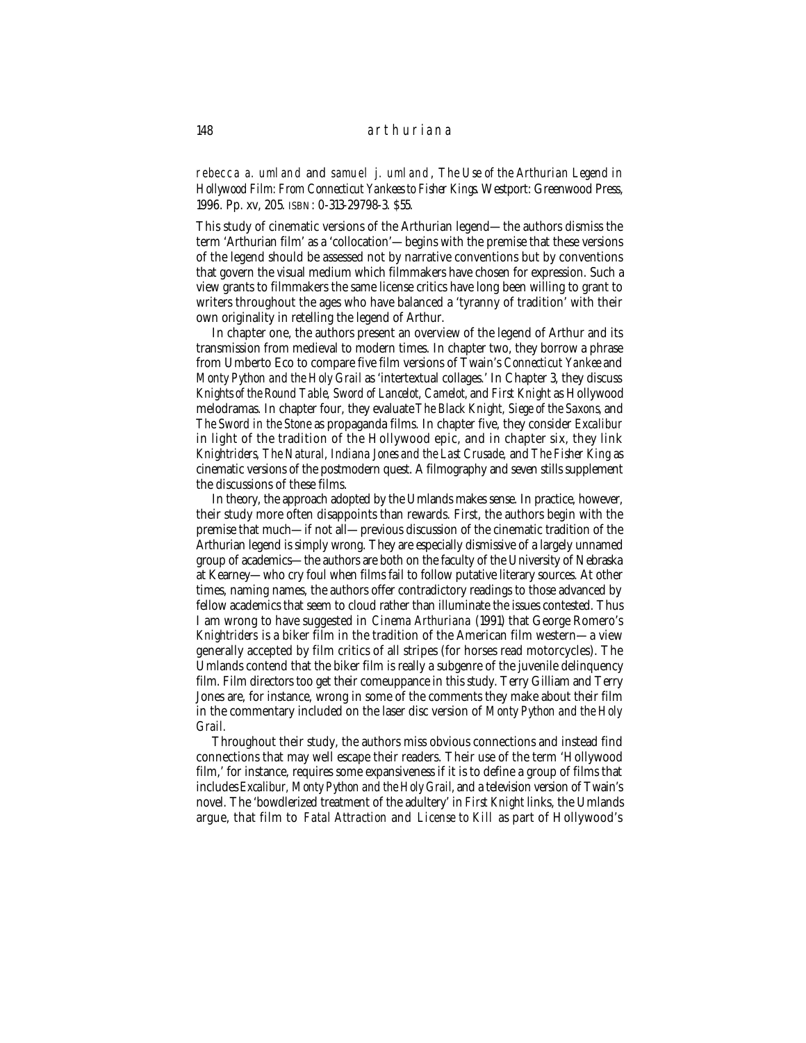*rebecca a. umland* and *samuel j. umland*, *The Use of the Arthurian Legend in Hollywood Film: From Connecticut Yankees to Fisher Kings.* Westport: Greenwood Press, 1996. Pp. xv, 205. ISBN: 0-313-29798-3. $55.

This study of cinematic versions of the Arthurian legend—the authors dismiss the term 'Arthurian film' as a 'collocation'—begins with the premise that these versions of the legend should be assessed not by narrative conventions but by conventions that govern the visual medium which filmmakers have chosen for expression. Such a view grants to filmmakers the same license critics have long been willing to grant to writers throughout the ages who have balanced a 'tyranny of tradition' with their own originality in retelling the legend of Arthur.

In chapter one, the authors present an overview of the legend of Arthur and its transmission from medieval to modern times. In chapter two, they borrow a phrase from Umberto Eco to compare five film versions of Twain's *Connecticut Yankee* and *Monty Python and the Holy Grail* as 'intertextual collages.' In Chapter 3, they discuss *Knights of the Round Table*, *Sword of Lancelot*, *Camelot*, and *First Knight* as Hollywood melodramas. In chapter four, they evaluate *The Black Knight*, *Siege of the Saxons*, and *The Sword in the Stone* as propaganda films. In chapter five, they consider *Excalibur* in light of the tradition of the Hollywood epic, and in chapter six, they link *Knightriders*, *The Natural*, *Indiana Jones and the Last Crusade*, and *The Fisher King* as cinematic versions of the postmodern quest. A filmography and seven stills supplement the discussions of these films.

In theory, the approach adopted by the Umlands makes sense. In practice, however, their study more often disappoints than rewards. First, the authors begin with the premise that much—if not all—previous discussion of the cinematic tradition of the Arthurian legend is simply wrong. They are especially dismissive of a largely unnamed group of academics—the authors are both on the faculty of the University of Nebraska at Kearney—who cry foul when films fail to follow putative literary sources. At other times, naming names, the authors offer contradictory readings to those advanced by fellow academics that seem to cloud rather than illuminate the issues contested. Thus I am wrong to have suggested in *Cinema Arthuriana* (1991) that George Romero's *Knightriders* is a biker film in the tradition of the American film western—a view generally accepted by film critics of all stripes (for horses read motorcycles). The Umlands contend that the biker film is really a subgenre of the juvenile delinquency film. Film directors too get their comeuppance in this study. Terry Gilliam and Terry Jones are, for instance, wrong in some of the comments they make about their film in the commentary included on the laser disc version of *Monty Python and the Holy Grail*.

Throughout their study, the authors miss obvious connections and instead find connections that may well escape their readers. Their use of the term 'Hollywood film,' for instance, requires some expansiveness if it is to define a group of films that includes *Excalibur*, *Monty Python and the Holy Grail*, and a television version of Twain's novel. The 'bowdlerized treatment of the adultery' in *First Knight* links, the Umlands argue, that film to *Fatal Attraction* and *License to Kill* as part of Hollywood's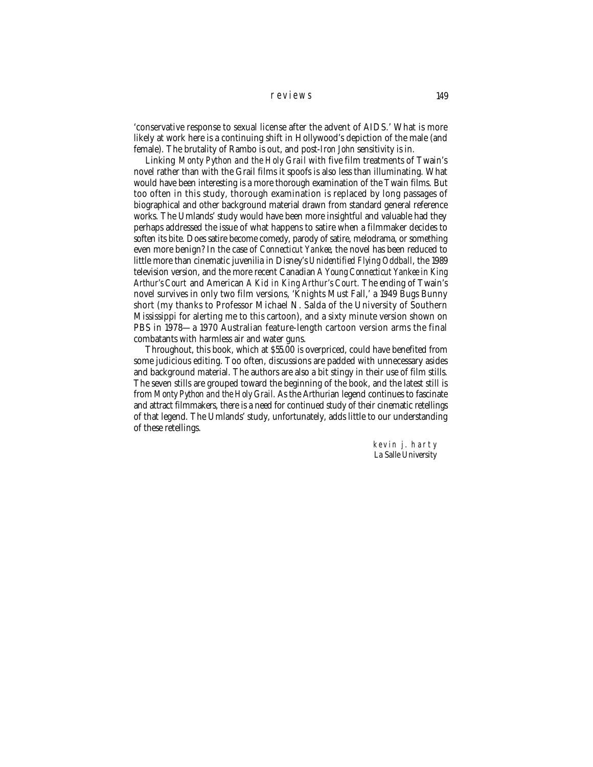'conservative response to sexual license after the advent of AIDS.' What is more likely at work here is a continuing shift in Hollywood's depiction of the male (and female). The brutality of Rambo is out, and post-*Iron John* sensitivity is in.

Linking *Monty Python and the Holy Grail* with five film treatments of Twain's novel rather than with the Grail films it spoofs is also less than illuminating. What would have been interesting is a more thorough examination of the Twain films. But too often in this study, thorough examination is replaced by long passages of biographical and other background material drawn from standard general reference works. The Umlands' study would have been more insightful and valuable had they perhaps addressed the issue of what happens to satire when a filmmaker decides to soften its bite. Does satire become comedy, parody of satire, melodrama, or something even more benign? In the case of *Connecticut Yankee*, the novel has been reduced to little more than cinematic juvenilia in Disney's *Unidentified Flying Oddball*, the 1989 television version, and the more recent Canadian *A Young Connecticut Yankee in King Arthur's Court* and American *A Kid in King Arthur's Court*. The ending of Twain's novel survives in only two film versions, 'Knights Must Fall,' a 1949 Bugs Bunny short (my thanks to Professor Michael N. Salda of the University of Southern Mississippi for alerting me to this cartoon), and a sixty minute version shown on PBS in 1978—a 1970 Australian feature-length cartoon version arms the final combatants with harmless air and water guns.

Throughout, this book, which at $55.00 is overpriced, could have benefited from some judicious editing. Too often, discussions are padded with unnecessary asides and background material. The authors are also a bit stingy in their use of film stills. The seven stills are grouped toward the beginning of the book, and the latest still is from *Monty Python and the Holy Grail*. As the Arthurian legend continues to fascinate and attract filmmakers, there is a need for continued study of their cinematic retellings of that legend. The Umlands' study, unfortunately, adds little to our understanding of these retellings.

kevin j. harty
La Salle University